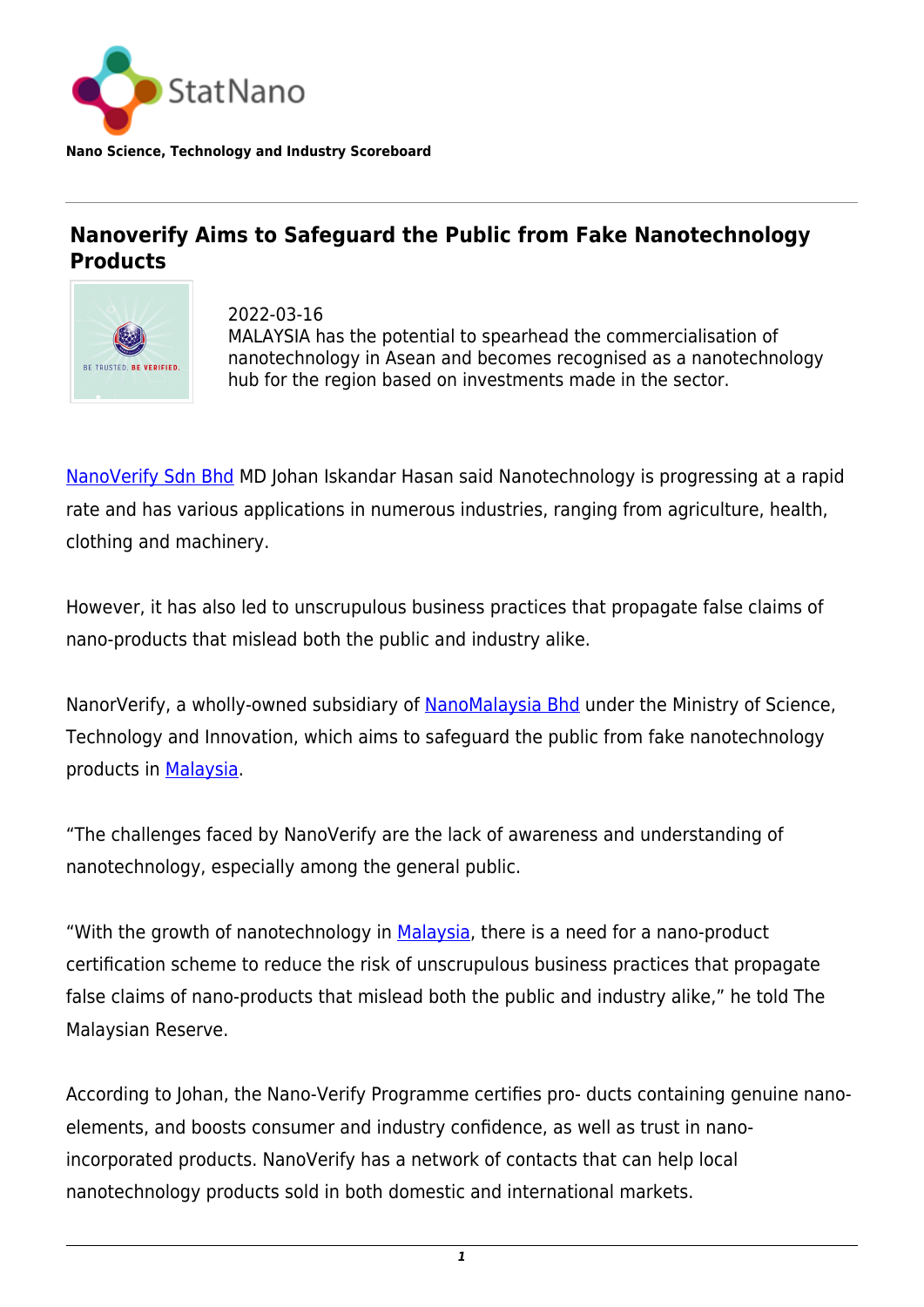Nano Science, Technology and Industry Scoreboard

# Nanoverify Aims to Safeguard the Public from Fake Nanotechnology Products

2022-03-16

MALAYSIA has the potential to spearhead the commercialisation of nanotechnology in Asean and becomes recognised as a nanotechnology hub for the region based on investments made in the sector.

NanoVerify Sdn Bhd MD Johan Iskandar Hasan said Nanotechnology is progressing at a rapid rate and has various applications in numerous industries, ranging from agriculture, health, clothing and machinery.

However, it has also led to unscrupulous business practices that propagate false claims of nano-products that mislead both the public and industry alike.

NanorVerify, a wholly-owned subsidiary of NanoMalaysia Bhd under the Ministry of Science, Technology and Innovation, which aims to safeguard the public from fake nanotechnology products in Malaysia.

“The challenges faced by NanoVerify are the lack of awareness and understanding of nanotechnology, especially among the general public.

“With the growth of nanotechnology in Malaysia, there is a need for a nano-product certification scheme to reduce the risk of unscrupulous business practices that propagate false claims of nano-products that mislead both the public and industry alike,” he told The Malaysian Reserve.

According to Johan, the Nano-Verify Programme certifies pro- ducts containing genuine nano-elements, and boosts consumer and industry confidence, as well as trust in nano-incorporated products. NanoVerify has a network of contacts that can help local nanotechnology products sold in both domestic and international markets.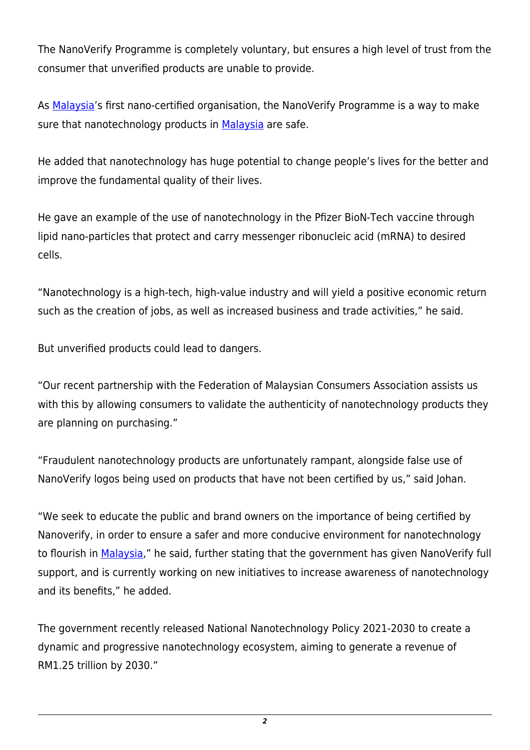The NanoVerify Programme is completely voluntary, but ensures a high level of trust from the consumer that unverified products are unable to provide.

As Malaysia's first nano-certified organisation, the NanoVerify Programme is a way to make sure that nanotechnology products in Malaysia are safe.

He added that nanotechnology has huge potential to change people's lives for the better and improve the fundamental quality of their lives.

He gave an example of the use of nanotechnology in the Pfizer BioN-Tech vaccine through lipid nano-particles that protect and carry messenger ribonucleic acid (mRNA) to desired cells.

"Nanotechnology is a high-tech, high-value industry and will yield a positive economic return such as the creation of jobs, as well as increased business and trade activities," he said.

But unverified products could lead to dangers.

"Our recent partnership with the Federation of Malaysian Consumers Association assists us with this by allowing consumers to validate the authenticity of nanotechnology products they are planning on purchasing."

"Fraudulent nanotechnology products are unfortunately rampant, alongside false use of NanoVerify logos being used on products that have not been certified by us," said Johan.

"We seek to educate the public and brand owners on the importance of being certified by Nanoverify, in order to ensure a safer and more conducive environment for nanotechnology to flourish in Malaysia," he said, further stating that the government has given NanoVerify full support, and is currently working on new initiatives to increase awareness of nanotechnology and its benefits," he added.

The government recently released National Nanotechnology Policy 2021-2030 to create a dynamic and progressive nanotechnology ecosystem, aiming to generate a revenue of RM1.25 trillion by 2030."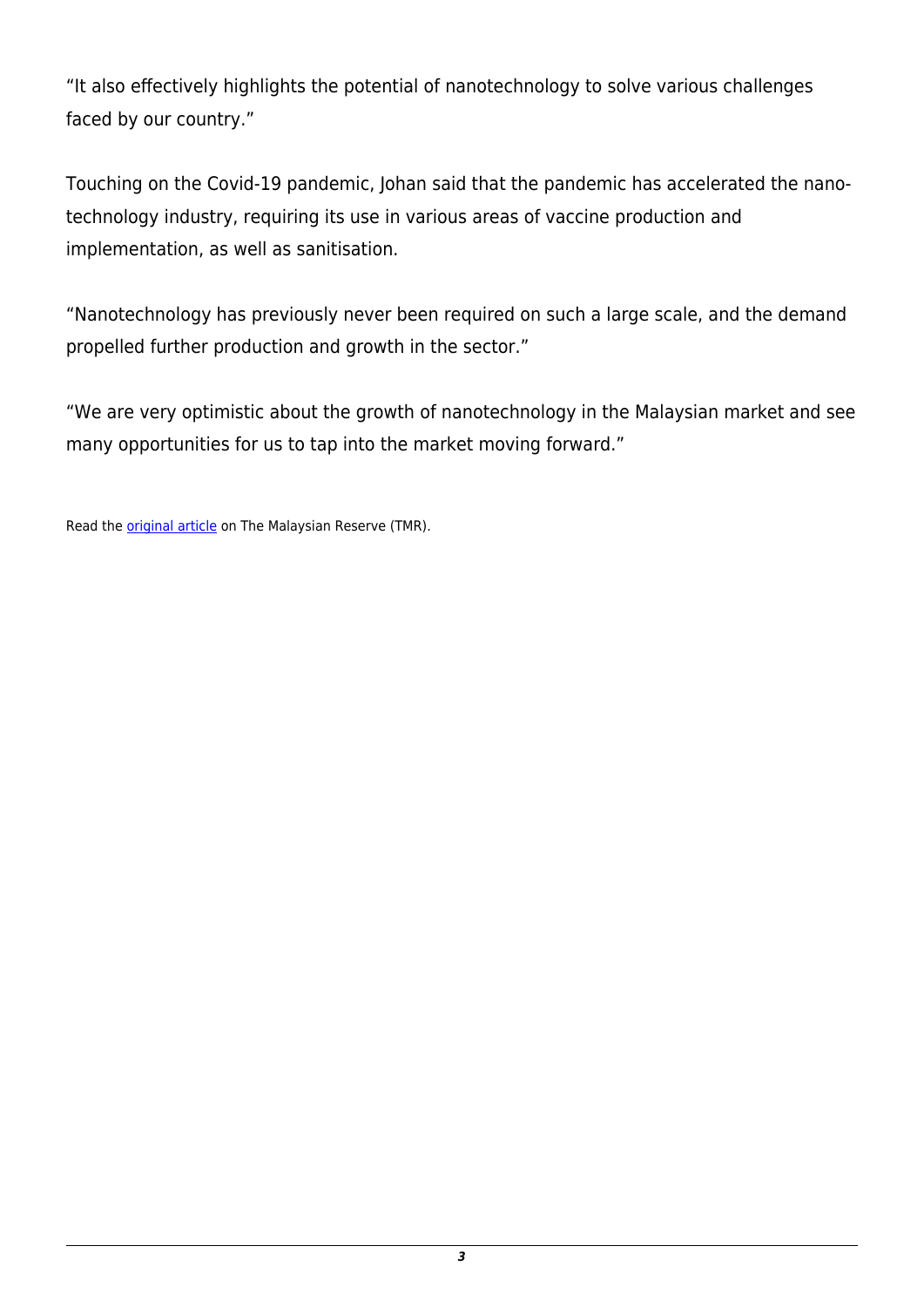"It also effectively highlights the potential of nanotechnology to solve various challenges faced by our country."

Touching on the Covid-19 pandemic, Johan said that the pandemic has accelerated the nano-technology industry, requiring its use in various areas of vaccine production and implementation, as well as sanitisation.

"Nanotechnology has previously never been required on such a large scale, and the demand propelled further production and growth in the sector."

"We are very optimistic about the growth of nanotechnology in the Malaysian market and see many opportunities for us to tap into the market moving forward."

Read the original article on The Malaysian Reserve (TMR).